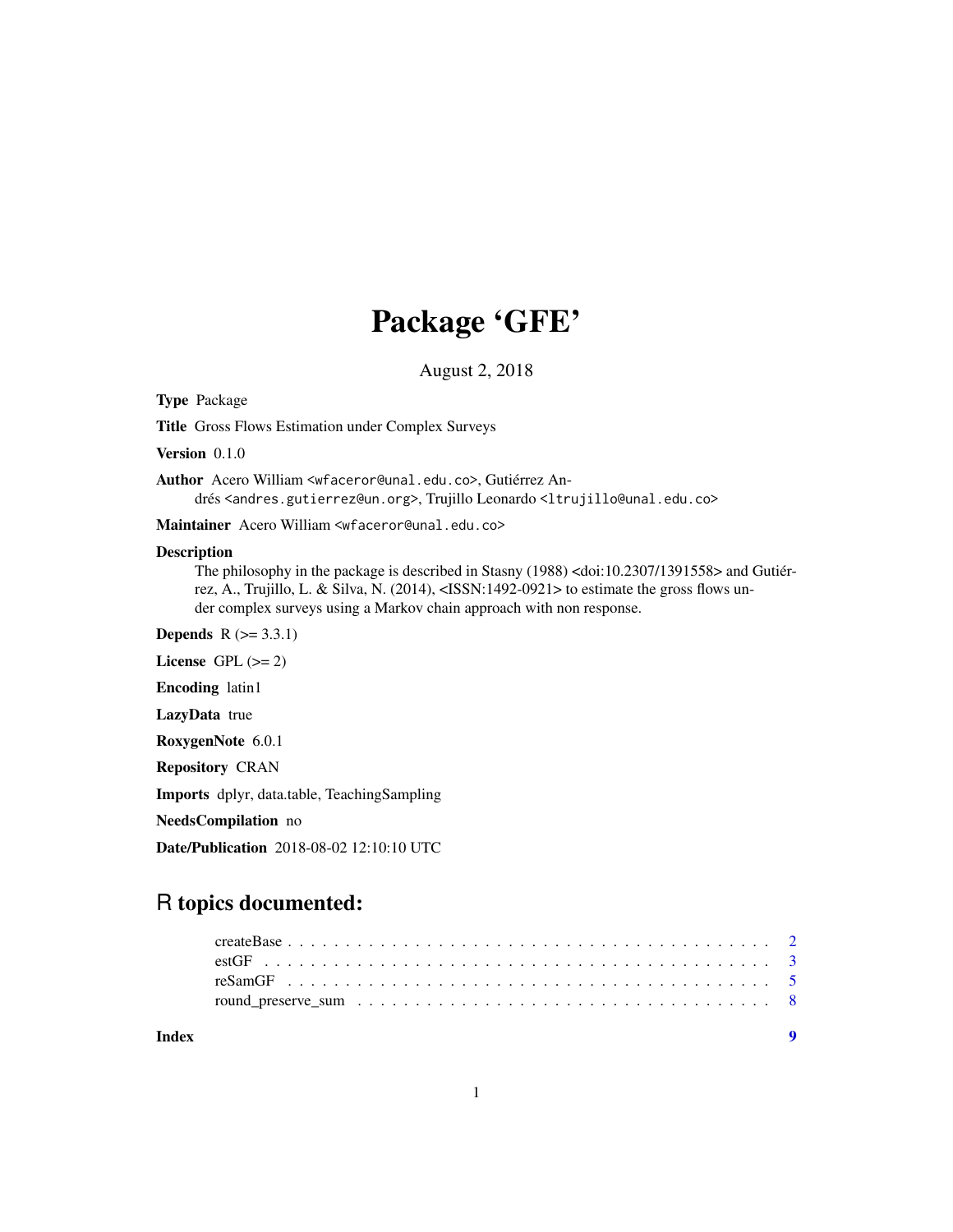# Package ‘GFE’

August 2, 2018

**Type** Package

**Title** Gross Flows Estimation under Complex Surveys

**Version** 0.1.0

**Author** Acero William <wfaceror@unal.edu.co>, Gutiérrez Andrés <andres.gutierrez@un.org>, Trujillo Leonardo <ltrujillo@unal.edu.co>

**Maintainer** Acero William <wfaceror@unal.edu.co>

**Description**
The philosophy in the package is described in Stasny (1988) <doi:10.2307/1391558> and Gutiérrez, A., Trujillo, L. & Silva, N. (2014), <ISSN:1492-0921> to estimate the gross flows under complex surveys using a Markov chain approach with non response.

**Depends** R (>= 3.3.1)

**License** GPL (>= 2)

**Encoding** latin1

**LazyData** true

**RoxygenNote** 6.0.1

**Repository** CRAN

**Imports** dplyr, data.table, TeachingSampling

**NeedsCompilation** no

**Date/Publication** 2018-08-02 12:10:10 UTC

## R topics documented:

- createBase . . . . . . . . . . . . . . . . . . . . . . . . . . . . . . . . . . . . . . . . 2
- estGF . . . . . . . . . . . . . . . . . . . . . . . . . . . . . . . . . . . . . . . . . . . 3
- reSamGF . . . . . . . . . . . . . . . . . . . . . . . . . . . . . . . . . . . . . . . . . 5
- round_preserve_sum . . . . . . . . . . . . . . . . . . . . . . . . . . . . . . . . . . . 8

**Index** 9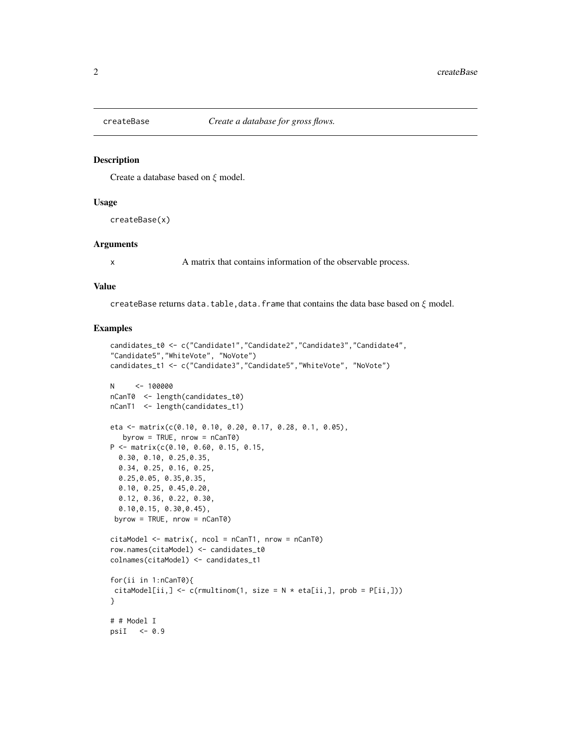## createBase — *Create a database for gross flows.*

### Description

Create a database based on $\xi$ model.

### Usage

```
createBase(x)
```

### Arguments

| | |
|---|---|
| x | A matrix that contains information of the observable process. |

### Value

createBase returns data.table,data.frame that contains the data base based on $\xi$ model.

### Examples

```
candidates_t0 <- c("Candidate1","Candidate2","Candidate3","Candidate4",
"Candidate5","WhiteVote", "NoVote")
candidates_t1 <- c("Candidate3","Candidate5","WhiteVote", "NoVote")

N     <- 100000
nCanT0  <- length(candidates_t0)
nCanT1  <- length(candidates_t1)

eta <- matrix(c(0.10, 0.10, 0.20, 0.17, 0.28, 0.1, 0.05),
   byrow = TRUE, nrow = nCanT0)
P <- matrix(c(0.10, 0.60, 0.15, 0.15,
  0.30, 0.10, 0.25,0.35,
  0.34, 0.25, 0.16, 0.25,
  0.25,0.05, 0.35,0.35,
  0.10, 0.25, 0.45,0.20,
  0.12, 0.36, 0.22, 0.30,
  0.10,0.15, 0.30,0.45),
 byrow = TRUE, nrow = nCanT0)

citaModel <- matrix(, ncol = nCanT1, nrow = nCanT0)
row.names(citaModel) <- candidates_t0
colnames(citaModel) <- candidates_t1

for(ii in 1:nCanT0){
 citaModel[ii,] <- c(rmultinom(1, size = N * eta[ii,], prob = P[ii,]))
}

# # Model I
psiI   <- 0.9
```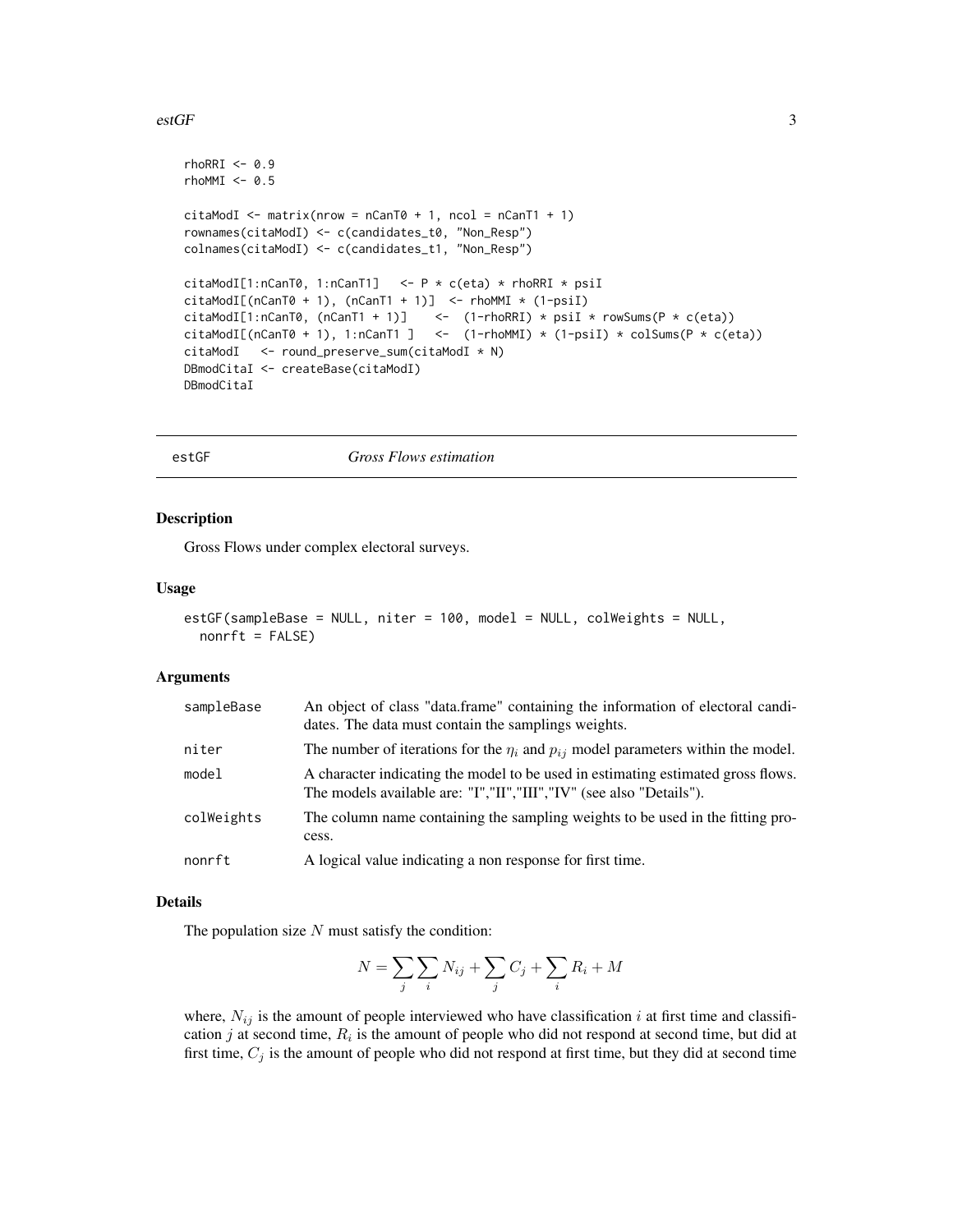```
rhoRRI <- 0.9
rhoMMI <- 0.5

citaModI <- matrix(nrow = nCanT0 + 1, ncol = nCanT1 + 1)
rownames(citaModI) <- c(candidates_t0, "Non_Resp")
colnames(citaModI) <- c(candidates_t1, "Non_Resp")

citaModI[1:nCanT0, 1:nCanT1]   <- P * c(eta) * rhoRRI * psiI
citaModI[(nCanT0 + 1), (nCanT1 + 1)]  <- rhoMMI * (1-psiI)
citaModI[1:nCanT0, (nCanT1 + 1)]    <-  (1-rhoRRI) * psiI * rowSums(P * c(eta))
citaModI[(nCanT0 + 1), 1:nCanT1 ]   <-  (1-rhoMMI) * (1-psiI) * colSums(P * c(eta))
citaModI   <- round_preserve_sum(citaModI * N)
DBmodCitaI <- createBase(citaModI)
DBmodCitaI
```

---

## estGF — *Gross Flows estimation*

### Description

Gross Flows under complex electoral surveys.

### Usage

```
estGF(sampleBase = NULL, niter = 100, model = NULL, colWeights = NULL,
  nonrft = FALSE)
```

### Arguments

| | |
|---|---|
| sampleBase | An object of class "data.frame" containing the information of electoral candidates. The data must contain the samplings weights. |
| niter | The number of iterations for the $\eta_i$ and $p_{ij}$ model parameters within the model. |
| model | A character indicating the model to be used in estimating estimated gross flows. The models available are: "I","II","III","IV" (see also "Details"). |
| colWeights | The column name containing the sampling weights to be used in the fitting process. |
| nonrft | A logical value indicating a non response for first time. |

### Details

The population size $N$ must satisfy the condition:

$$N = \sum_{j} \sum_{i} N_{ij} + \sum_{j} C_j + \sum_{i} R_i + M$$

where, $N_{ij}$ is the amount of people interviewed who have classification $i$ at first time and classification $j$ at second time, $R_i$ is the amount of people who did not respond at second time, but did at first time, $C_j$ is the amount of people who did not respond at first time, but they did at second time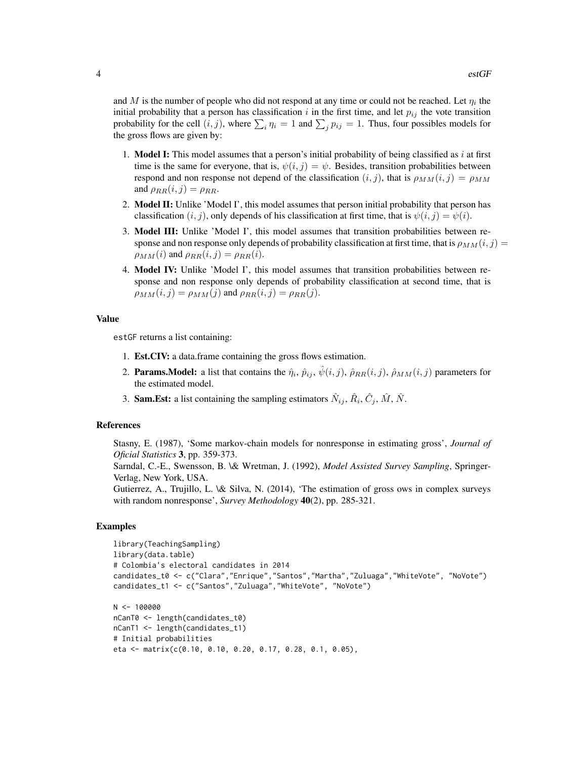and $M$ is the number of people who did not respond at any time or could not be reached. Let $\eta_i$ the initial probability that a person has classification $i$ in the first time, and let $p_{ij}$ the vote transition probability for the cell $(i, j)$, where $\sum_i \eta_i = 1$ and $\sum_j p_{ij} = 1$. Thus, four possibles models for the gross flows are given by:

1. **Model I:** This model assumes that a person's initial probability of being classified as $i$ at first time is the same for everyone, that is, $\psi(i, j) = \psi$. Besides, transition probabilities between respond and non response not depend of the classification $(i, j)$, that is $\rho_{MM}(i, j) = \rho_{MM}$ and $\rho_{RR}(i, j) = \rho_{RR}$.
2. **Model II:** Unlike 'Model I', this model assumes that person initial probability that person has classification $(i, j)$, only depends of his classification at first time, that is $\psi(i, j) = \psi(i)$.
3. **Model III:** Unlike 'Model I', this model assumes that transition probabilities between response and non response only depends of probability classification at first time, that is $\rho_{MM}(i, j) = \rho_{MM}(i)$ and $\rho_{RR}(i, j) = \rho_{RR}(i)$.
4. **Model IV:** Unlike 'Model I', this model assumes that transition probabilities between response and non response only depends of probability classification at second time, that is $\rho_{MM}(i, j) = \rho_{MM}(j)$ and $\rho_{RR}(i, j) = \rho_{RR}(j)$.

## Value

estGF returns a list containing:

1. **Est.CIV:** a data.frame containing the gross flows estimation.
2. **Params.Model:** a list that contains the $\hat{\eta}_i$, $\hat{p}_{ij}$, $\hat{\psi}(i, j)$, $\hat{\rho}_{RR}(i, j)$, $\hat{\rho}_{MM}(i, j)$ parameters for the estimated model.
3. **Sam.Est:** a list containing the sampling estimators $\hat{N}_{ij}$, $\hat{R}_i$, $\hat{C}_j$, $\hat{M}$, $\hat{N}$.

## References

Stasny, E. (1987), 'Some markov-chain models for nonresponse in estimating gross', *Journal of Oficial Statistics* **3**, pp. 359-373.
Sarndal, C.-E., Swensson, B. \& Wretman, J. (1992), *Model Assisted Survey Sampling*, Springer-Verlag, New York, USA.
Gutierrez, A., Trujillo, L. \& Silva, N. (2014), 'The estimation of gross ows in complex surveys with random nonresponse', *Survey Methodology* **40**(2), pp. 285-321.

## Examples

```
library(TeachingSampling)
library(data.table)
# Colombia's electoral candidates in 2014
candidates_t0 <- c("Clara","Enrique","Santos","Martha","Zuluaga","WhiteVote", "NoVote")
candidates_t1 <- c("Santos","Zuluaga","WhiteVote", "NoVote")

N <- 100000
nCanT0 <- length(candidates_t0)
nCanT1 <- length(candidates_t1)
# Initial probabilities
eta <- matrix(c(0.10, 0.10, 0.20, 0.17, 0.28, 0.1, 0.05),
```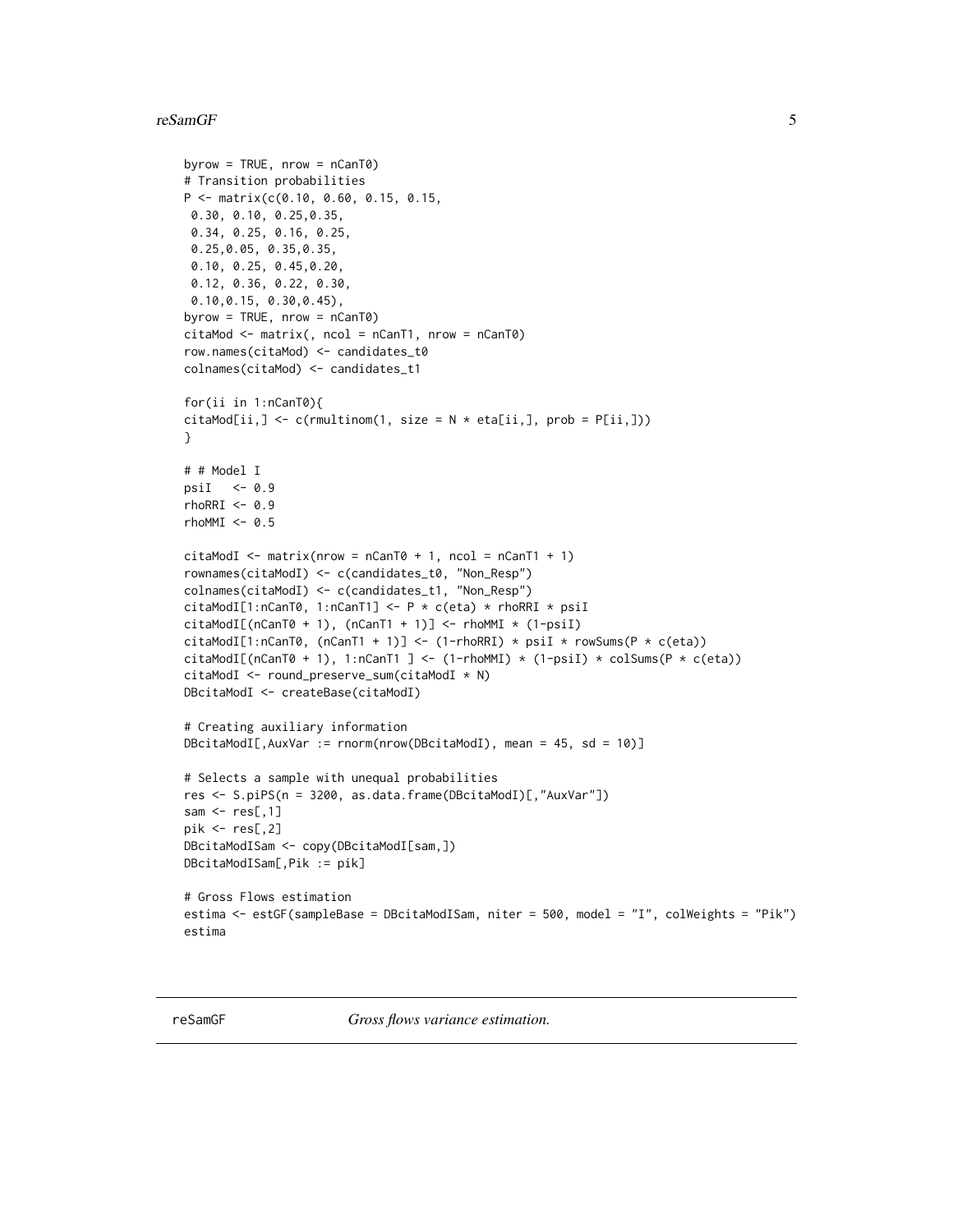```
byrow = TRUE, nrow = nCanT0)
# Transition probabilities
P <- matrix(c(0.10, 0.60, 0.15, 0.15,
 0.30, 0.10, 0.25,0.35,
 0.34, 0.25, 0.16, 0.25,
 0.25,0.05, 0.35,0.35,
 0.10, 0.25, 0.45,0.20,
 0.12, 0.36, 0.22, 0.30,
 0.10,0.15, 0.30,0.45),
byrow = TRUE, nrow = nCanT0)
citaMod <- matrix(, ncol = nCanT1, nrow = nCanT0)
row.names(citaMod) <- candidates_t0
colnames(citaMod) <- candidates_t1

for(ii in 1:nCanT0){
citaMod[ii,] <- c(rmultinom(1, size = N * eta[ii,], prob = P[ii,]))
}

# # Model I
psiI   <- 0.9
rhoRRI <- 0.9
rhoMMI <- 0.5

citaModI <- matrix(nrow = nCanT0 + 1, ncol = nCanT1 + 1)
rownames(citaModI) <- c(candidates_t0, "Non_Resp")
colnames(citaModI) <- c(candidates_t1, "Non_Resp")
citaModI[1:nCanT0, 1:nCanT1] <- P * c(eta) * rhoRRI * psiI
citaModI[(nCanT0 + 1), (nCanT1 + 1)] <- rhoMMI * (1-psiI)
citaModI[1:nCanT0, (nCanT1 + 1)] <- (1-rhoRRI) * psiI * rowSums(P * c(eta))
citaModI[(nCanT0 + 1), 1:nCanT1 ] <- (1-rhoMMI) * (1-psiI) * colSums(P * c(eta))
citaModI <- round_preserve_sum(citaModI * N)
DBcitaModI <- createBase(citaModI)

# Creating auxiliary information
DBcitaModI[,AuxVar := rnorm(nrow(DBcitaModI), mean = 45, sd = 10)]

# Selects a sample with unequal probabilities
res <- S.piPS(n = 3200, as.data.frame(DBcitaModI)[,"AuxVar"])
sam <- res[,1]
pik <- res[,2]
DBcitaModISam <- copy(DBcitaModI[sam,])
DBcitaModISam[,Pik := pik]

# Gross Flows estimation
estima <- estGF(sampleBase = DBcitaModISam, niter = 500, model = "I", colWeights = "Pik")
estima
```

---

## reSamGF *Gross flows variance estimation.*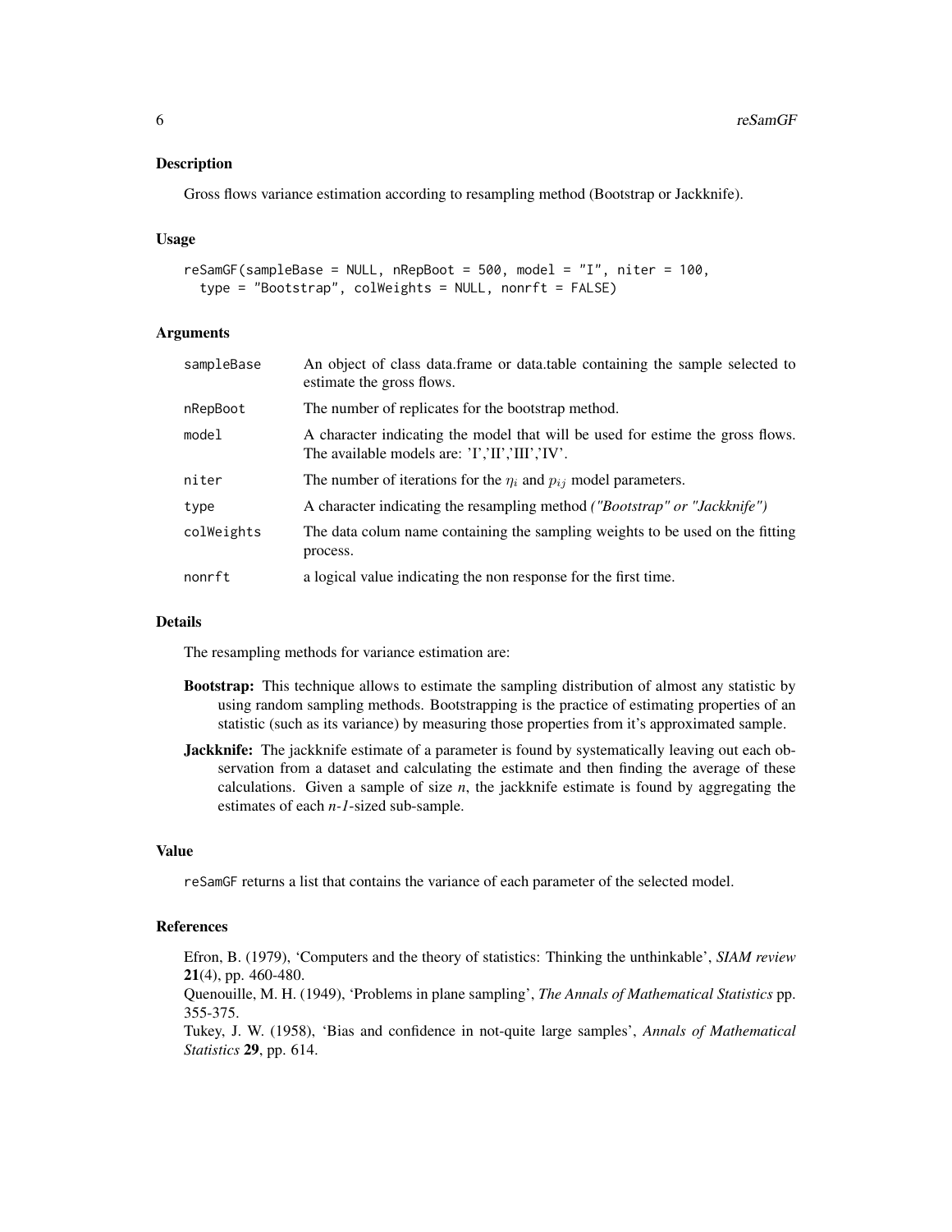## Description

Gross flows variance estimation according to resampling method (Bootstrap or Jackknife).

## Usage

```
reSamGF(sampleBase = NULL, nRepBoot = 500, model = "I", niter = 100,
  type = "Bootstrap", colWeights = NULL, nonrft = FALSE)
```

## Arguments

| Argument | Description |
|---|---|
| sampleBase | An object of class data.frame or data.table containing the sample selected to estimate the gross flows. |
| nRepBoot | The number of replicates for the bootstrap method. |
| model | A character indicating the model that will be used for estime the gross flows. The available models are: 'I','II','III','IV'. |
| niter | The number of iterations for the $\eta_i$ and $p_{ij}$ model parameters. |
| type | A character indicating the resampling method *("Bootstrap" or "Jackknife")* |
| colWeights | The data colum name containing the sampling weights to be used on the fitting process. |
| nonrft | a logical value indicating the non response for the first time. |

## Details

The resampling methods for variance estimation are:

**Bootstrap:** This technique allows to estimate the sampling distribution of almost any statistic by using random sampling methods. Bootstrapping is the practice of estimating properties of an statistic (such as its variance) by measuring those properties from it's approximated sample.

**Jackknife:** The jackknife estimate of a parameter is found by systematically leaving out each observation from a dataset and calculating the estimate and then finding the average of these calculations. Given a sample of size *n*, the jackknife estimate is found by aggregating the estimates of each *n-1*-sized sub-sample.

## Value

reSamGF returns a list that contains the variance of each parameter of the selected model.

## References

Efron, B. (1979), 'Computers and the theory of statistics: Thinking the unthinkable', *SIAM review* **21**(4), pp. 460-480.
Quenouille, M. H. (1949), 'Problems in plane sampling', *The Annals of Mathematical Statistics* pp. 355-375.
Tukey, J. W. (1958), 'Bias and confidence in not-quite large samples', *Annals of Mathematical Statistics* **29**, pp. 614.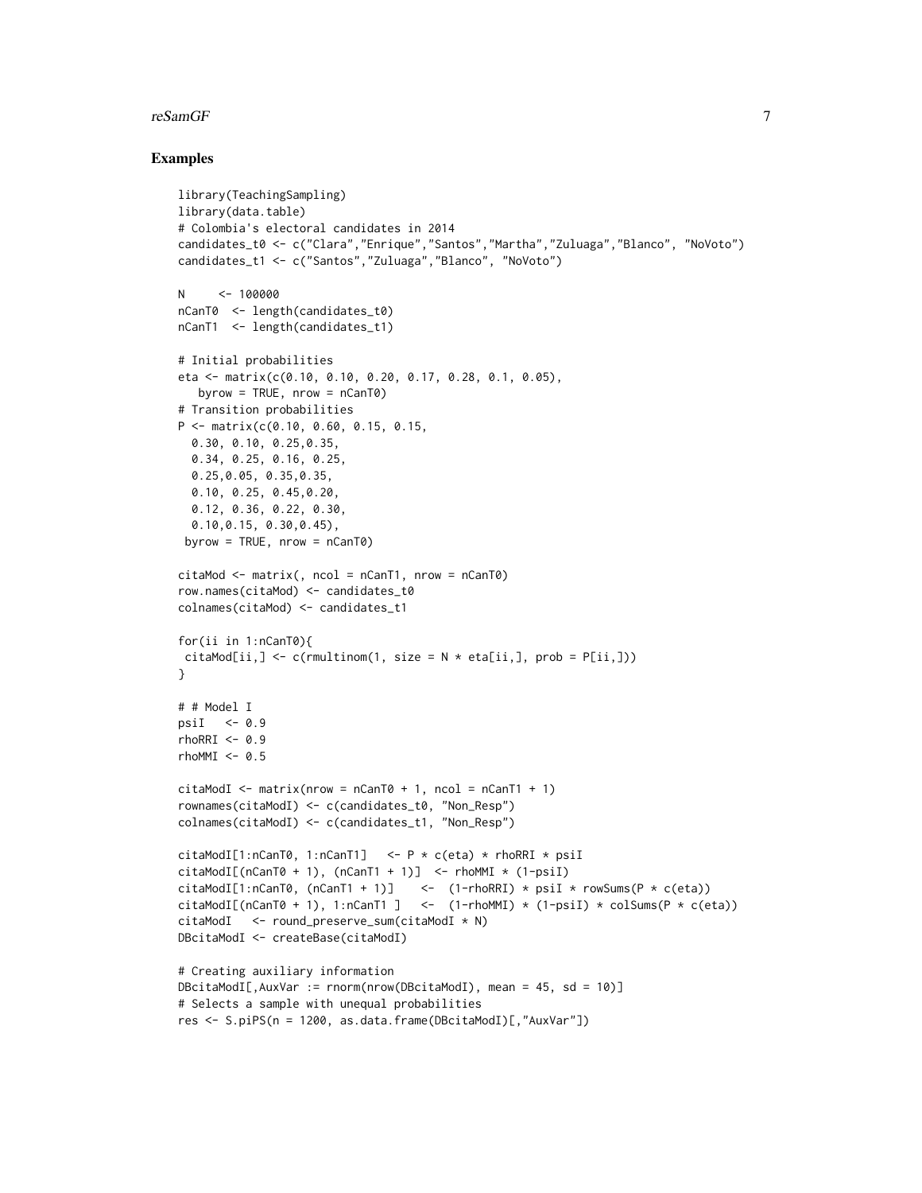## Examples

```
library(TeachingSampling)
library(data.table)
# Colombia's electoral candidates in 2014
candidates_t0 <- c("Clara","Enrique","Santos","Martha","Zuluaga","Blanco", "NoVoto")
candidates_t1 <- c("Santos","Zuluaga","Blanco", "NoVoto")

N     <- 100000
nCanT0  <- length(candidates_t0)
nCanT1  <- length(candidates_t1)

# Initial probabilities
eta <- matrix(c(0.10, 0.10, 0.20, 0.17, 0.28, 0.1, 0.05),
   byrow = TRUE, nrow = nCanT0)
# Transition probabilities
P <- matrix(c(0.10, 0.60, 0.15, 0.15,
  0.30, 0.10, 0.25,0.35,
  0.34, 0.25, 0.16, 0.25,
  0.25,0.05, 0.35,0.35,
  0.10, 0.25, 0.45,0.20,
  0.12, 0.36, 0.22, 0.30,
  0.10,0.15, 0.30,0.45),
 byrow = TRUE, nrow = nCanT0)

citaMod <- matrix(, ncol = nCanT1, nrow = nCanT0)
row.names(citaMod) <- candidates_t0
colnames(citaMod) <- candidates_t1

for(ii in 1:nCanT0){
 citaMod[ii,] <- c(rmultinom(1, size = N * eta[ii,], prob = P[ii,]))
}

# # Model I
psiI   <- 0.9
rhoRRI <- 0.9
rhoMMI <- 0.5

citaModI <- matrix(nrow = nCanT0 + 1, ncol = nCanT1 + 1)
rownames(citaModI) <- c(candidates_t0, "Non_Resp")
colnames(citaModI) <- c(candidates_t1, "Non_Resp")

citaModI[1:nCanT0, 1:nCanT1]   <- P * c(eta) * rhoRRI * psiI
citaModI[(nCanT0 + 1), (nCanT1 + 1)]  <- rhoMMI * (1-psiI)
citaModI[1:nCanT0, (nCanT1 + 1)]    <-  (1-rhoRRI) * psiI * rowSums(P * c(eta))
citaModI[(nCanT0 + 1), 1:nCanT1 ]   <-  (1-rhoMMI) * (1-psiI) * colSums(P * c(eta))
citaModI   <- round_preserve_sum(citaModI * N)
DBcitaModI <- createBase(citaModI)

# Creating auxiliary information
DBcitaModI[,AuxVar := rnorm(nrow(DBcitaModI), mean = 45, sd = 10)]
# Selects a sample with unequal probabilities
res <- S.piPS(n = 1200, as.data.frame(DBcitaModI)[,"AuxVar"])
```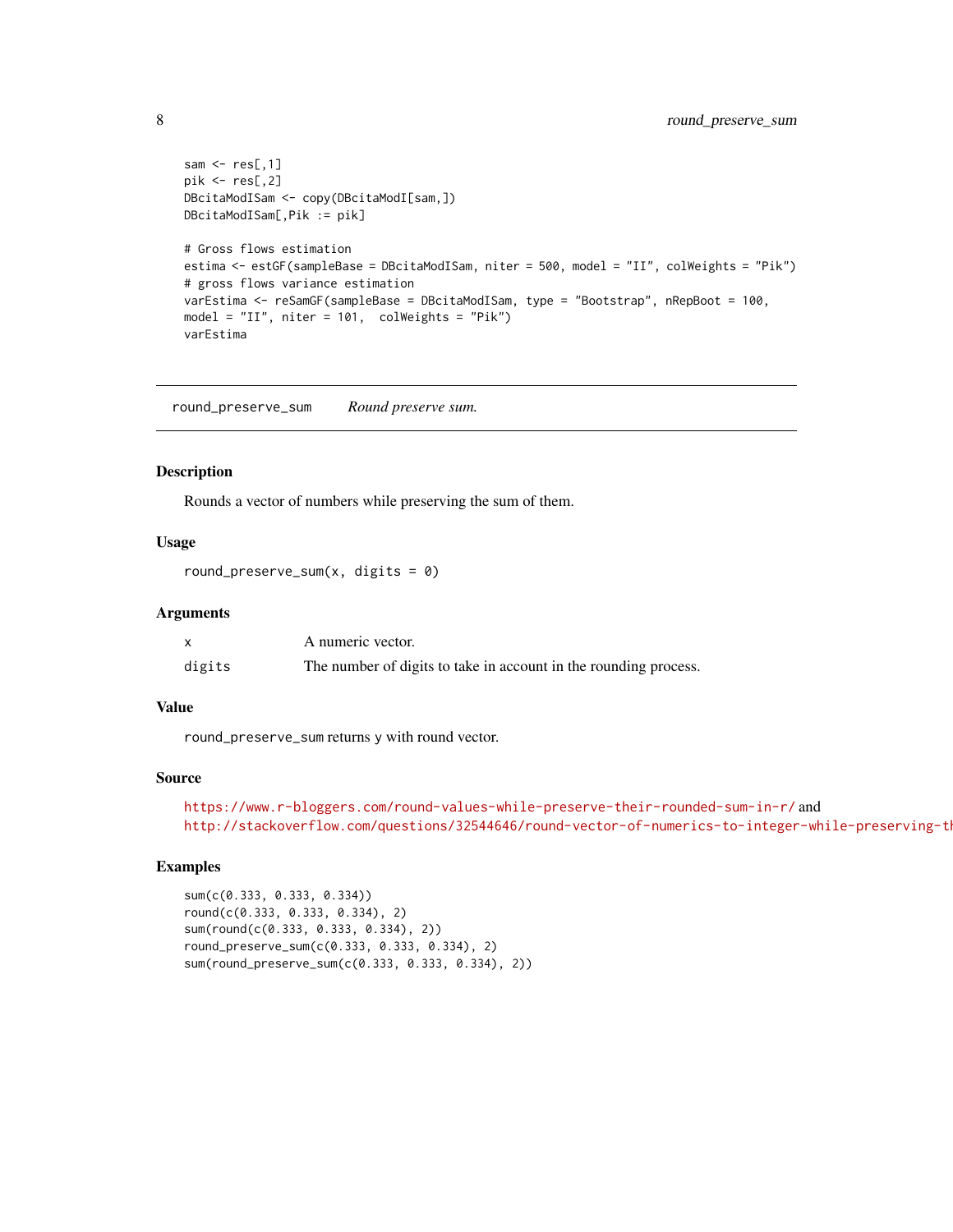```
sam <- res[,1]
pik <- res[,2]
DBcitaModISam <- copy(DBcitaModI[sam,])
DBcitaModISam[,Pik := pik]

# Gross flows estimation
estima <- estGF(sampleBase = DBcitaModISam, niter = 500, model = "II", colWeights = "Pik")
# gross flows variance estimation
varEstima <- reSamGF(sampleBase = DBcitaModISam, type = "Bootstrap", nRepBoot = 100,
model = "II", niter = 101,  colWeights = "Pik")
varEstima
```

---

## round_preserve_sum — *Round preserve sum.*

### Description

Rounds a vector of numbers while preserving the sum of them.

### Usage

```
round_preserve_sum(x, digits = 0)
```

### Arguments

| | |
|---|---|
| x | A numeric vector. |
| digits | The number of digits to take in account in the rounding process. |

### Value

`round_preserve_sum` returns y with round vector.

### Source

https://www.r-bloggers.com/round-values-while-preserve-their-rounded-sum-in-r/ and
http://stackoverflow.com/questions/32544646/round-vector-of-numerics-to-integer-while-preserving-th

### Examples

```
sum(c(0.333, 0.333, 0.334))
round(c(0.333, 0.333, 0.334), 2)
sum(round(c(0.333, 0.333, 0.334), 2))
round_preserve_sum(c(0.333, 0.333, 0.334), 2)
sum(round_preserve_sum(c(0.333, 0.333, 0.334), 2))
```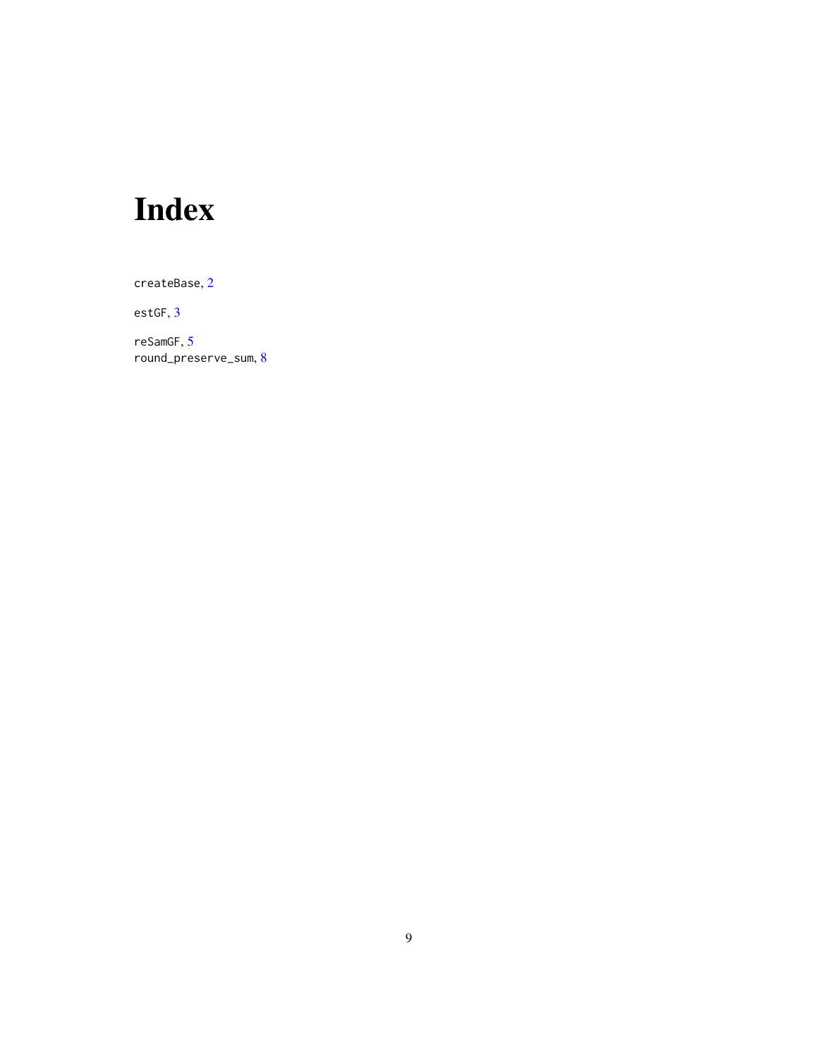# Index

createBase, 2

estGF, 3

reSamGF, 5
round_preserve_sum, 8